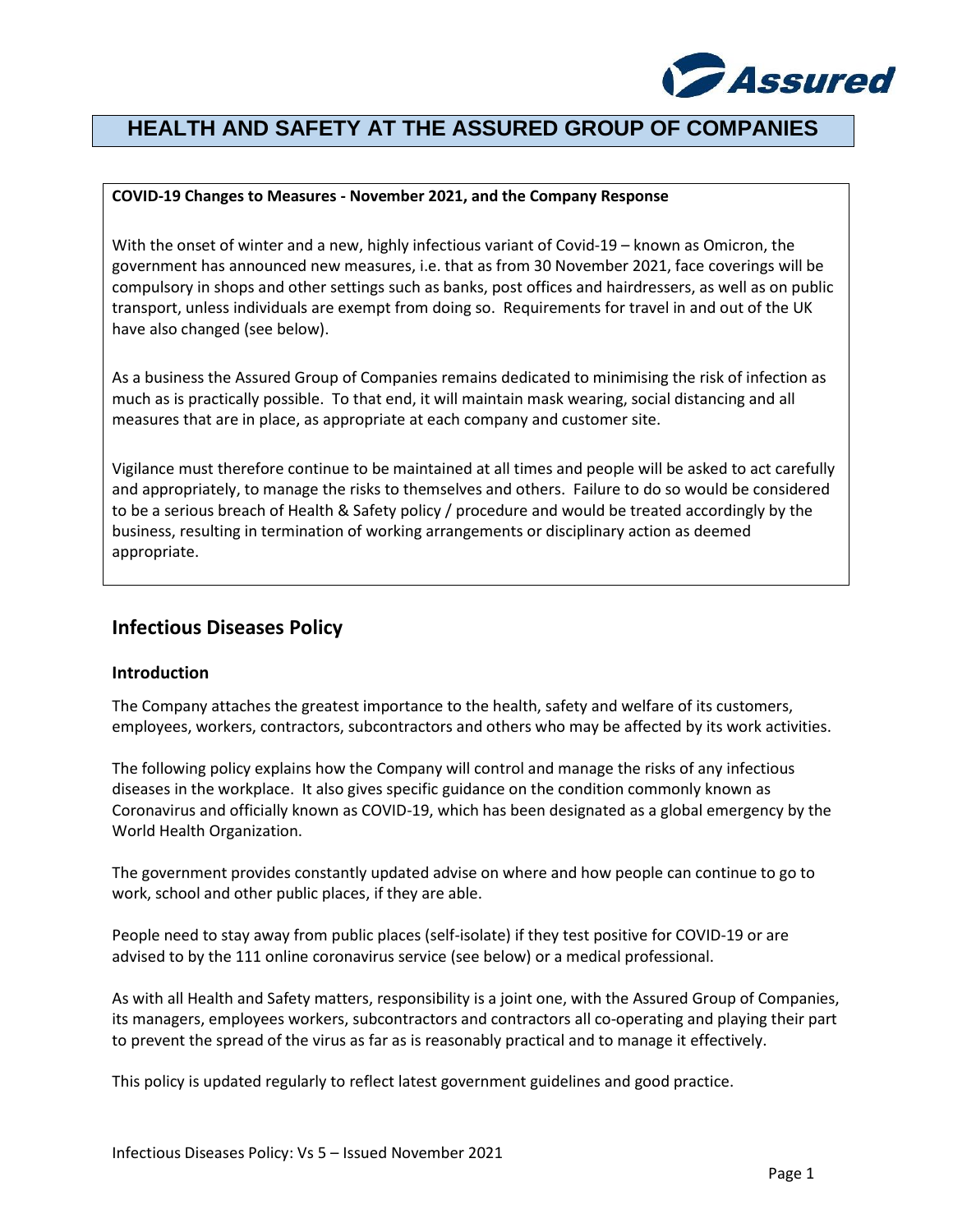# HEALTH AND SAFETY AT THE ASSURED GROUP OF COMPANIES

**COVID-19 Changes to Measures - November 2021, and the Company Response**

With the onset of winter and a new, highly infectious variant of Covid-19 – known as Omicron, the government has announced new measures, i.e. that as from 30 November 2021, face coverings will be compulsory in shops and other settings such as banks, post offices and hairdressers, as well as on public transport, unless individuals are exempt from doing so. Requirements for travel in and out of the UK have also changed (see below).

As a business the Assured Group of Companies remains dedicated to minimising the risk of infection as much as is practically possible. To that end, it will maintain mask wearing, social distancing and all measures that are in place, as appropriate at each company and customer site.

Vigilance must therefore continue to be maintained at all times and people will be asked to act carefully and appropriately, to manage the risks to themselves and others. Failure to do so would be considered to be a serious breach of Health & Safety policy / procedure and would be treated accordingly by the business, resulting in termination of working arrangements or disciplinary action as deemed appropriate.

## Infectious Diseases Policy

### Introduction

The Company attaches the greatest importance to the health, safety and welfare of its customers, employees, workers, contractors, subcontractors and others who may be affected by its work activities.

The following policy explains how the Company will control and manage the risks of any infectious diseases in the workplace. It also gives specific guidance on the condition commonly known as Coronavirus and officially known as COVID-19, which has been designated as a global emergency by the World Health Organization.

The government provides constantly updated advise on where and how people can continue to go to work, school and other public places, if they are able.

People need to stay away from public places (self-isolate) if they test positive for COVID-19 or are advised to by the 111 online coronavirus service (see below) or a medical professional.

As with all Health and Safety matters, responsibility is a joint one, with the Assured Group of Companies, its managers, employees workers, subcontractors and contractors all co-operating and playing their part to prevent the spread of the virus as far as is reasonably practical and to manage it effectively.

This policy is updated regularly to reflect latest government guidelines and good practice.

Infectious Diseases Policy: Vs 5 – Issued November 2021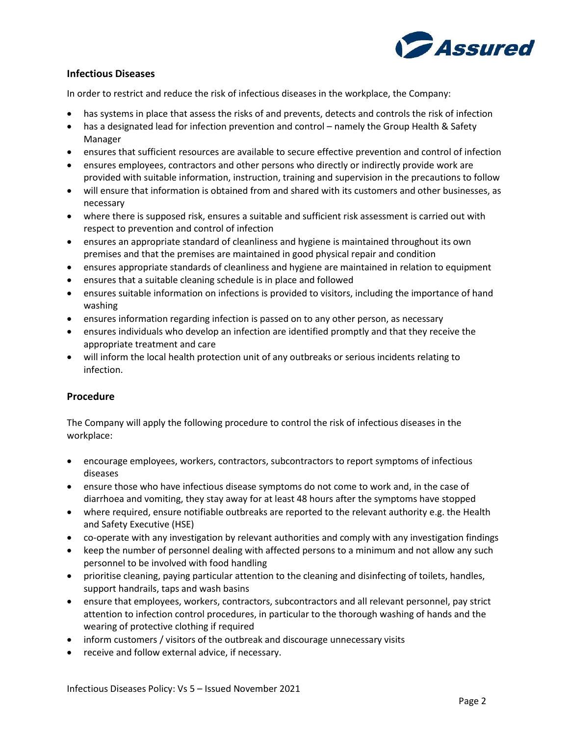## Infectious Diseases

In order to restrict and reduce the risk of infectious diseases in the workplace, the Company:

- has systems in place that assess the risks of and prevents, detects and controls the risk of infection
- has a designated lead for infection prevention and control – namely the Group Health & Safety Manager
- ensures that sufficient resources are available to secure effective prevention and control of infection
- ensures employees, contractors and other persons who directly or indirectly provide work are provided with suitable information, instruction, training and supervision in the precautions to follow
- will ensure that information is obtained from and shared with its customers and other businesses, as necessary
- where there is supposed risk, ensures a suitable and sufficient risk assessment is carried out with respect to prevention and control of infection
- ensures an appropriate standard of cleanliness and hygiene is maintained throughout its own premises and that the premises are maintained in good physical repair and condition
- ensures appropriate standards of cleanliness and hygiene are maintained in relation to equipment
- ensures that a suitable cleaning schedule is in place and followed
- ensures suitable information on infections is provided to visitors, including the importance of hand washing
- ensures information regarding infection is passed on to any other person, as necessary
- ensures individuals who develop an infection are identified promptly and that they receive the appropriate treatment and care
- will inform the local health protection unit of any outbreaks or serious incidents relating to infection.

## Procedure

The Company will apply the following procedure to control the risk of infectious diseases in the workplace:

- encourage employees, workers, contractors, subcontractors to report symptoms of infectious diseases
- ensure those who have infectious disease symptoms do not come to work and, in the case of diarrhoea and vomiting, they stay away for at least 48 hours after the symptoms have stopped
- where required, ensure notifiable outbreaks are reported to the relevant authority e.g. the Health and Safety Executive (HSE)
- co-operate with any investigation by relevant authorities and comply with any investigation findings
- keep the number of personnel dealing with affected persons to a minimum and not allow any such personnel to be involved with food handling
- prioritise cleaning, paying particular attention to the cleaning and disinfecting of toilets, handles, support handrails, taps and wash basins
- ensure that employees, workers, contractors, subcontractors and all relevant personnel, pay strict attention to infection control procedures, in particular to the thorough washing of hands and the wearing of protective clothing if required
- inform customers / visitors of the outbreak and discourage unnecessary visits
- receive and follow external advice, if necessary.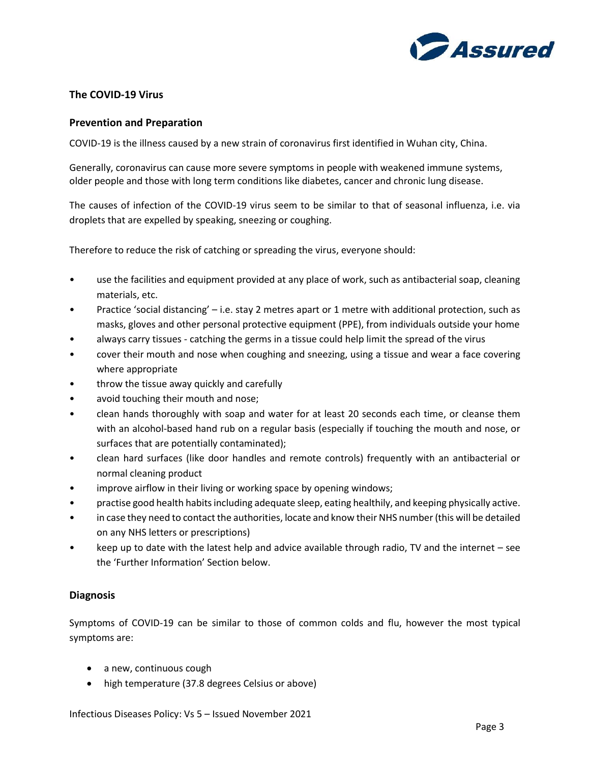## The COVID-19 Virus

### Prevention and Preparation

COVID-19 is the illness caused by a new strain of coronavirus first identified in Wuhan city, China.

Generally, coronavirus can cause more severe symptoms in people with weakened immune systems, older people and those with long term conditions like diabetes, cancer and chronic lung disease.

The causes of infection of the COVID-19 virus seem to be similar to that of seasonal influenza, i.e. via droplets that are expelled by speaking, sneezing or coughing.

Therefore to reduce the risk of catching or spreading the virus, everyone should:

- use the facilities and equipment provided at any place of work, such as antibacterial soap, cleaning materials, etc.
- Practice 'social distancing' – i.e. stay 2 metres apart or 1 metre with additional protection, such as masks, gloves and other personal protective equipment (PPE), from individuals outside your home
- always carry tissues - catching the germs in a tissue could help limit the spread of the virus
- cover their mouth and nose when coughing and sneezing, using a tissue and wear a face covering where appropriate
- throw the tissue away quickly and carefully
- avoid touching their mouth and nose;
- clean hands thoroughly with soap and water for at least 20 seconds each time, or cleanse them with an alcohol-based hand rub on a regular basis (especially if touching the mouth and nose, or surfaces that are potentially contaminated);
- clean hard surfaces (like door handles and remote controls) frequently with an antibacterial or normal cleaning product
- improve airflow in their living or working space by opening windows;
- practise good health habits including adequate sleep, eating healthily, and keeping physically active.
- in case they need to contact the authorities, locate and know their NHS number (this will be detailed on any NHS letters or prescriptions)
- keep up to date with the latest help and advice available through radio, TV and the internet – see the 'Further Information' Section below.

### Diagnosis

Symptoms of COVID-19 can be similar to those of common colds and flu, however the most typical symptoms are:

- a new, continuous cough
- high temperature (37.8 degrees Celsius or above)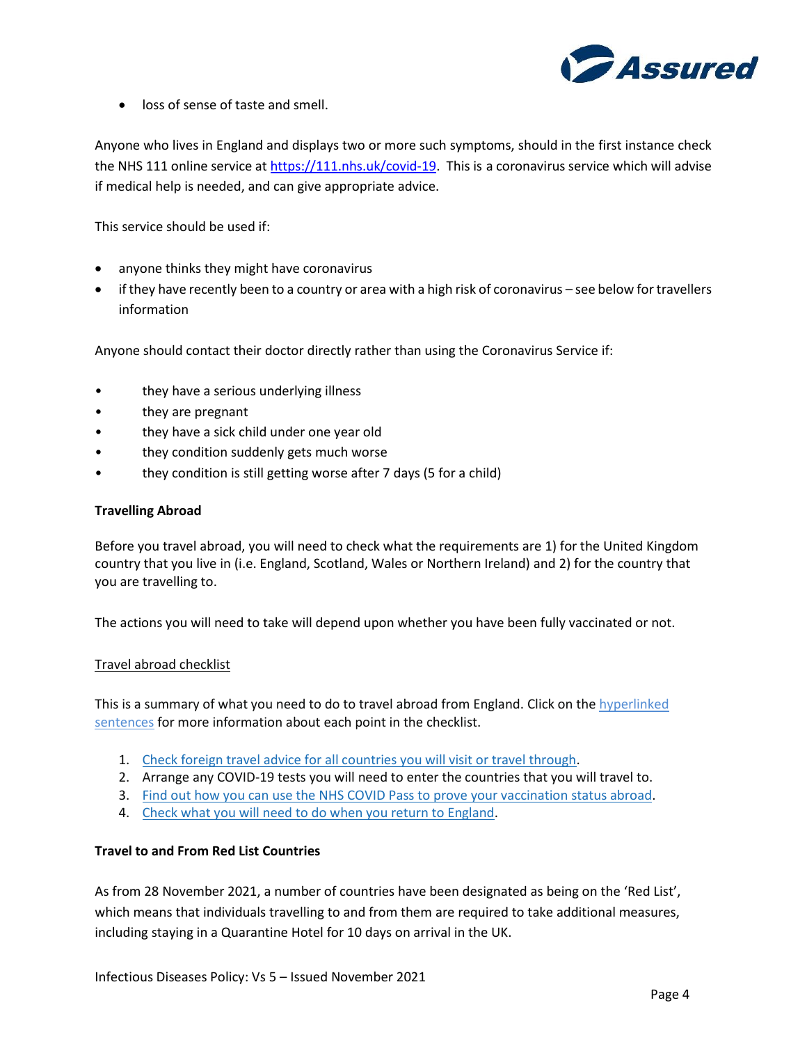- loss of sense of taste and smell.

Anyone who lives in England and displays two or more such symptoms, should in the first instance check the NHS 111 online service at https://111.nhs.uk/covid-19. This is a coronavirus service which will advise if medical help is needed, and can give appropriate advice.

This service should be used if:

- anyone thinks they might have coronavirus
- if they have recently been to a country or area with a high risk of coronavirus – see below for travellers information

Anyone should contact their doctor directly rather than using the Coronavirus Service if:

- they have a serious underlying illness
- they are pregnant
- they have a sick child under one year old
- they condition suddenly gets much worse
- they condition is still getting worse after 7 days (5 for a child)

**Travelling Abroad**

Before you travel abroad, you will need to check what the requirements are 1) for the United Kingdom country that you live in (i.e. England, Scotland, Wales or Northern Ireland) and 2) for the country that you are travelling to.

The actions you will need to take will depend upon whether you have been fully vaccinated or not.

Travel abroad checklist

This is a summary of what you need to do to travel abroad from England. Click on the hyperlinked sentences for more information about each point in the checklist.

1. Check foreign travel advice for all countries you will visit or travel through.
2. Arrange any COVID-19 tests you will need to enter the countries that you will travel to.
3. Find out how you can use the NHS COVID Pass to prove your vaccination status abroad.
4. Check what you will need to do when you return to England.

**Travel to and From Red List Countries**

As from 28 November 2021, a number of countries have been designated as being on the 'Red List', which means that individuals travelling to and from them are required to take additional measures, including staying in a Quarantine Hotel for 10 days on arrival in the UK.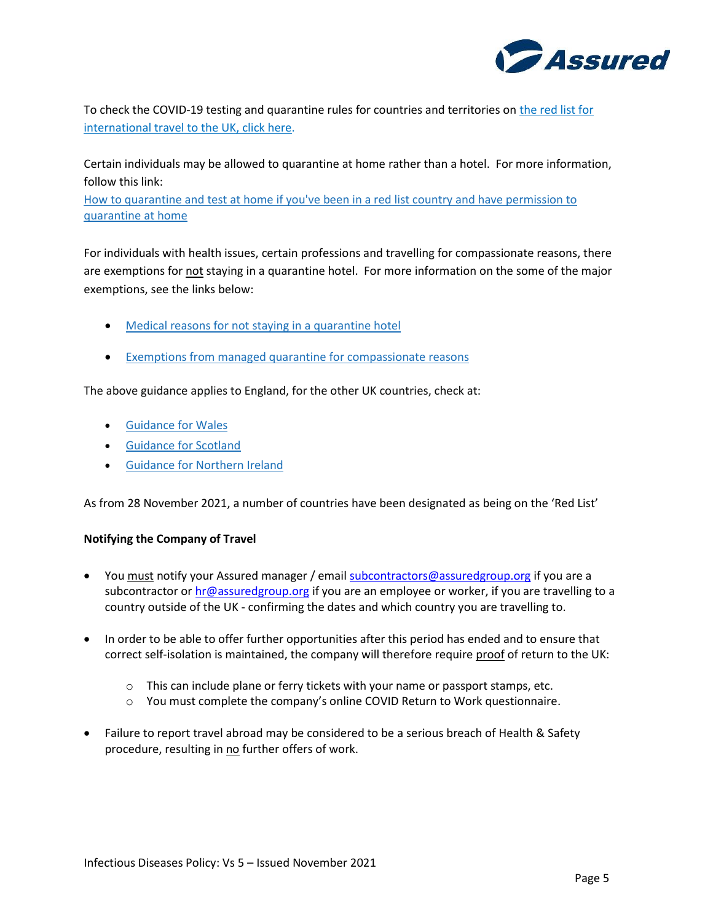To check the COVID-19 testing and quarantine rules for countries and territories on the red list for international travel to the UK, click here.

Certain individuals may be allowed to quarantine at home rather than a hotel. For more information, follow this link:
How to quarantine and test at home if you've been in a red list country and have permission to quarantine at home

For individuals with health issues, certain professions and travelling for compassionate reasons, there are exemptions for not staying in a quarantine hotel. For more information on the some of the major exemptions, see the links below:

- Medical reasons for not staying in a quarantine hotel
- Exemptions from managed quarantine for compassionate reasons

The above guidance applies to England, for the other UK countries, check at:

- Guidance for Wales
- Guidance for Scotland
- Guidance for Northern Ireland

As from 28 November 2021, a number of countries have been designated as being on the 'Red List'

**Notifying the Company of Travel**

- You must notify your Assured manager / email subcontractors@assuredgroup.org if you are a subcontractor or hr@assuredgroup.org if you are an employee or worker, if you are travelling to a country outside of the UK - confirming the dates and which country you are travelling to.
- In order to be able to offer further opportunities after this period has ended and to ensure that correct self-isolation is maintained, the company will therefore require proof of return to the UK:
  - This can include plane or ferry tickets with your name or passport stamps, etc.
  - You must complete the company's online COVID Return to Work questionnaire.
- Failure to report travel abroad may be considered to be a serious breach of Health & Safety procedure, resulting in no further offers of work.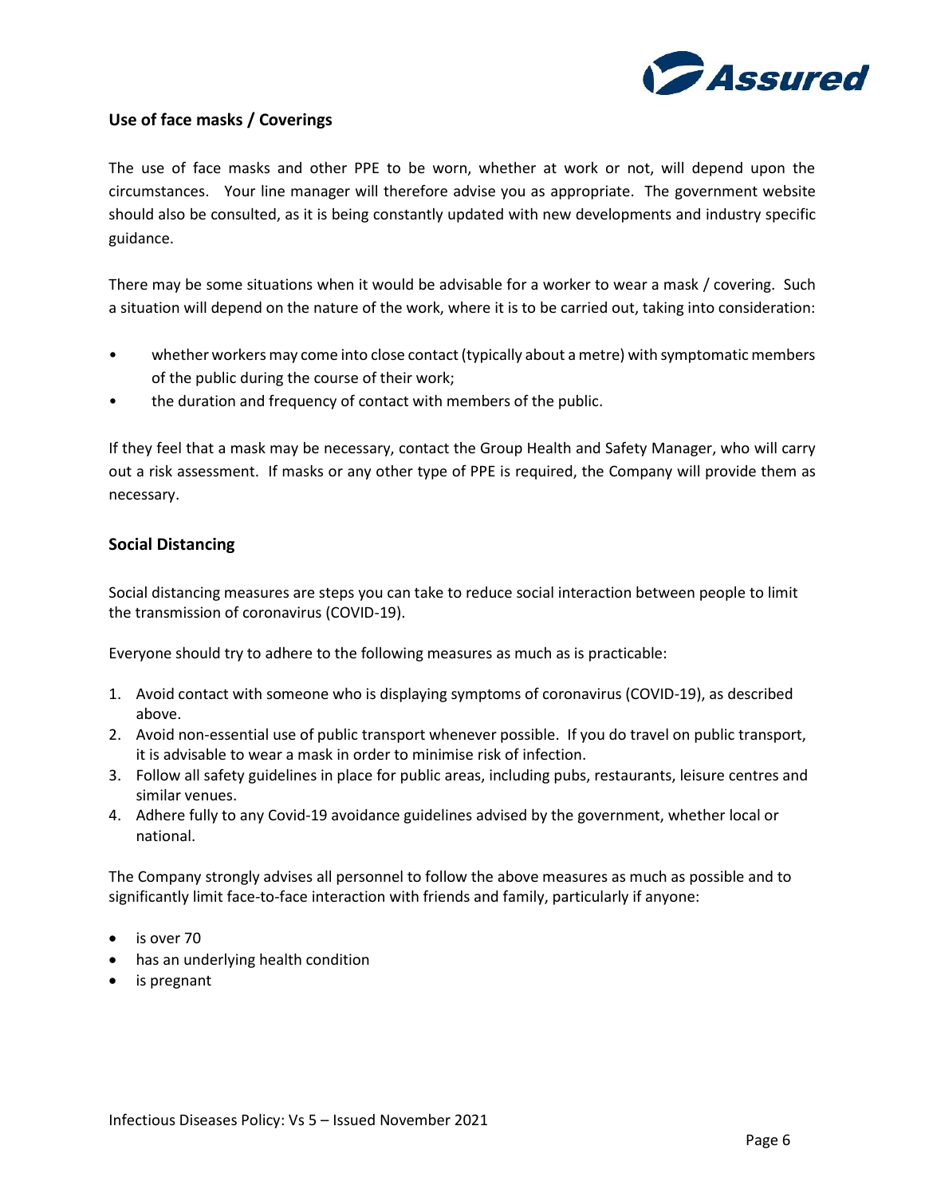## Use of face masks / Coverings

The use of face masks and other PPE to be worn, whether at work or not, will depend upon the circumstances. Your line manager will therefore advise you as appropriate. The government website should also be consulted, as it is being constantly updated with new developments and industry specific guidance.

There may be some situations when it would be advisable for a worker to wear a mask / covering. Such a situation will depend on the nature of the work, where it is to be carried out, taking into consideration:

- whether workers may come into close contact (typically about a metre) with symptomatic members of the public during the course of their work;
- the duration and frequency of contact with members of the public.

If they feel that a mask may be necessary, contact the Group Health and Safety Manager, who will carry out a risk assessment. If masks or any other type of PPE is required, the Company will provide them as necessary.

## Social Distancing

Social distancing measures are steps you can take to reduce social interaction between people to limit the transmission of coronavirus (COVID-19).

Everyone should try to adhere to the following measures as much as is practicable:

1. Avoid contact with someone who is displaying symptoms of coronavirus (COVID-19), as described above.
2. Avoid non-essential use of public transport whenever possible. If you do travel on public transport, it is advisable to wear a mask in order to minimise risk of infection.
3. Follow all safety guidelines in place for public areas, including pubs, restaurants, leisure centres and similar venues.
4. Adhere fully to any Covid-19 avoidance guidelines advised by the government, whether local or national.

The Company strongly advises all personnel to follow the above measures as much as possible and to significantly limit face-to-face interaction with friends and family, particularly if anyone:

- is over 70
- has an underlying health condition
- is pregnant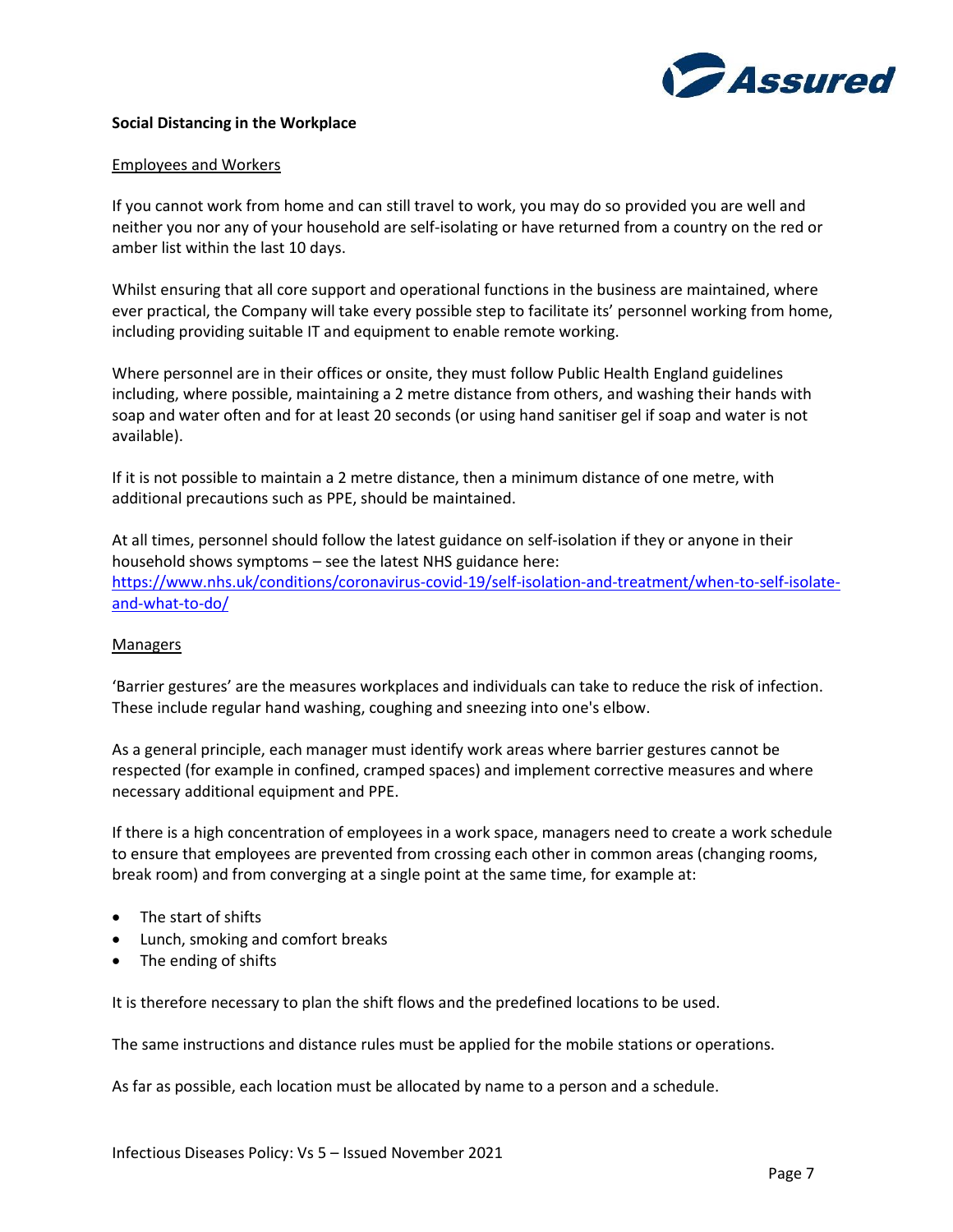**Social Distancing in the Workplace**

Employees and Workers

If you cannot work from home and can still travel to work, you may do so provided you are well and neither you nor any of your household are self-isolating or have returned from a country on the red or amber list within the last 10 days.

Whilst ensuring that all core support and operational functions in the business are maintained, where ever practical, the Company will take every possible step to facilitate its' personnel working from home, including providing suitable IT and equipment to enable remote working.

Where personnel are in their offices or onsite, they must follow Public Health England guidelines including, where possible, maintaining a 2 metre distance from others, and washing their hands with soap and water often and for at least 20 seconds (or using hand sanitiser gel if soap and water is not available).

If it is not possible to maintain a 2 metre distance, then a minimum distance of one metre, with additional precautions such as PPE, should be maintained.

At all times, personnel should follow the latest guidance on self-isolation if they or anyone in their household shows symptoms – see the latest NHS guidance here: [https://www.nhs.uk/conditions/coronavirus-covid-19/self-isolation-and-treatment/when-to-self-isolate-and-what-to-do/](https://www.nhs.uk/conditions/coronavirus-covid-19/self-isolation-and-treatment/when-to-self-isolate-and-what-to-do/)

Managers

'Barrier gestures' are the measures workplaces and individuals can take to reduce the risk of infection. These include regular hand washing, coughing and sneezing into one's elbow.

As a general principle, each manager must identify work areas where barrier gestures cannot be respected (for example in confined, cramped spaces) and implement corrective measures and where necessary additional equipment and PPE.

If there is a high concentration of employees in a work space, managers need to create a work schedule to ensure that employees are prevented from crossing each other in common areas (changing rooms, break room) and from converging at a single point at the same time, for example at:

- The start of shifts
- Lunch, smoking and comfort breaks
- The ending of shifts

It is therefore necessary to plan the shift flows and the predefined locations to be used.

The same instructions and distance rules must be applied for the mobile stations or operations.

As far as possible, each location must be allocated by name to a person and a schedule.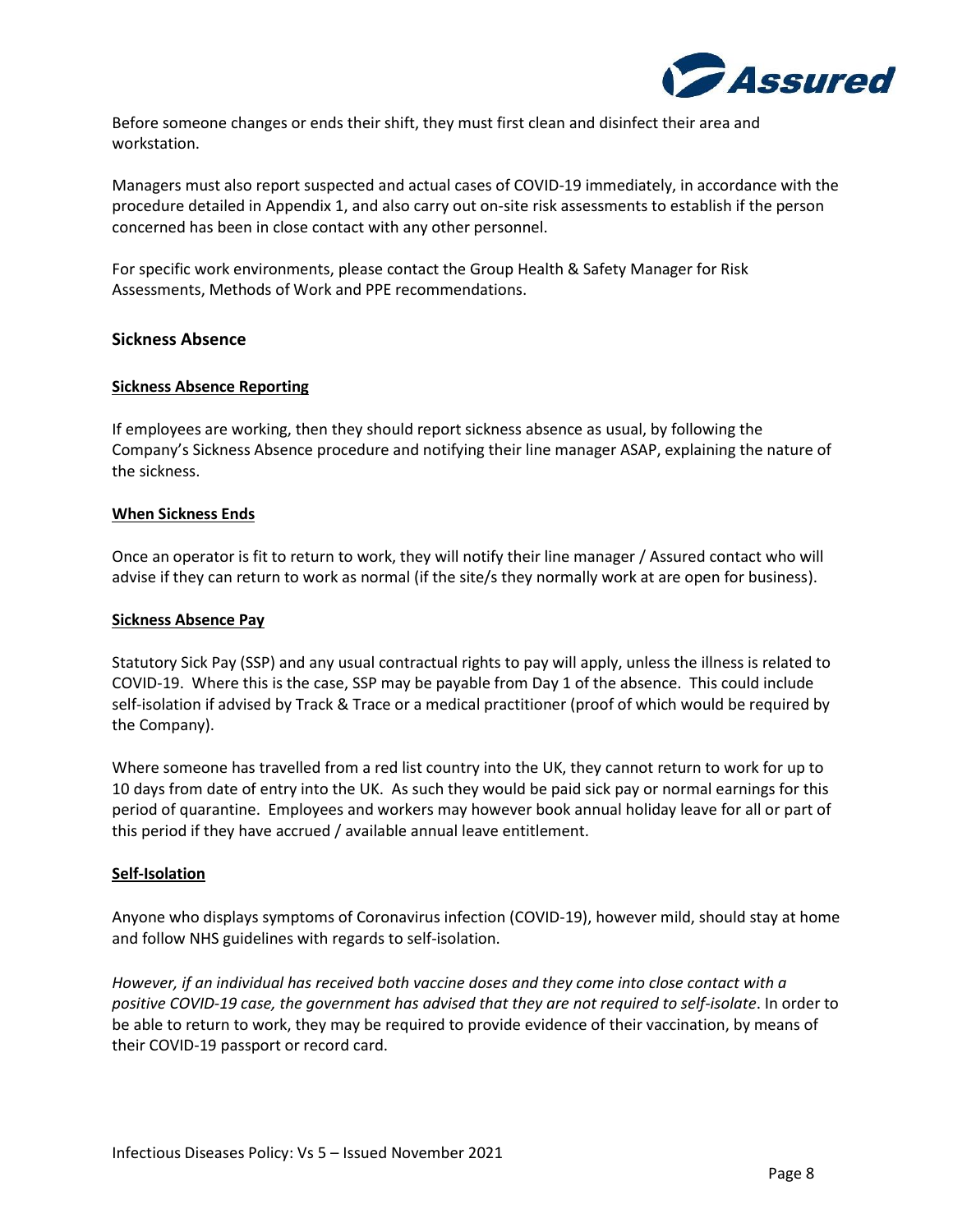Before someone changes or ends their shift, they must first clean and disinfect their area and workstation.

Managers must also report suspected and actual cases of COVID-19 immediately, in accordance with the procedure detailed in Appendix 1, and also carry out on-site risk assessments to establish if the person concerned has been in close contact with any other personnel.

For specific work environments, please contact the Group Health & Safety Manager for Risk Assessments, Methods of Work and PPE recommendations.

## Sickness Absence

### Sickness Absence Reporting

If employees are working, then they should report sickness absence as usual, by following the Company's Sickness Absence procedure and notifying their line manager ASAP, explaining the nature of the sickness.

### When Sickness Ends

Once an operator is fit to return to work, they will notify their line manager / Assured contact who will advise if they can return to work as normal (if the site/s they normally work at are open for business).

### Sickness Absence Pay

Statutory Sick Pay (SSP) and any usual contractual rights to pay will apply, unless the illness is related to COVID-19. Where this is the case, SSP may be payable from Day 1 of the absence. This could include self-isolation if advised by Track & Trace or a medical practitioner (proof of which would be required by the Company).

Where someone has travelled from a red list country into the UK, they cannot return to work for up to 10 days from date of entry into the UK. As such they would be paid sick pay or normal earnings for this period of quarantine. Employees and workers may however book annual holiday leave for all or part of this period if they have accrued / available annual leave entitlement.

### Self-Isolation

Anyone who displays symptoms of Coronavirus infection (COVID-19), however mild, should stay at home and follow NHS guidelines with regards to self-isolation.

*However, if an individual has received both vaccine doses and they come into close contact with a positive COVID-19 case, the government has advised that they are not required to self-isolate*. In order to be able to return to work, they may be required to provide evidence of their vaccination, by means of their COVID-19 passport or record card.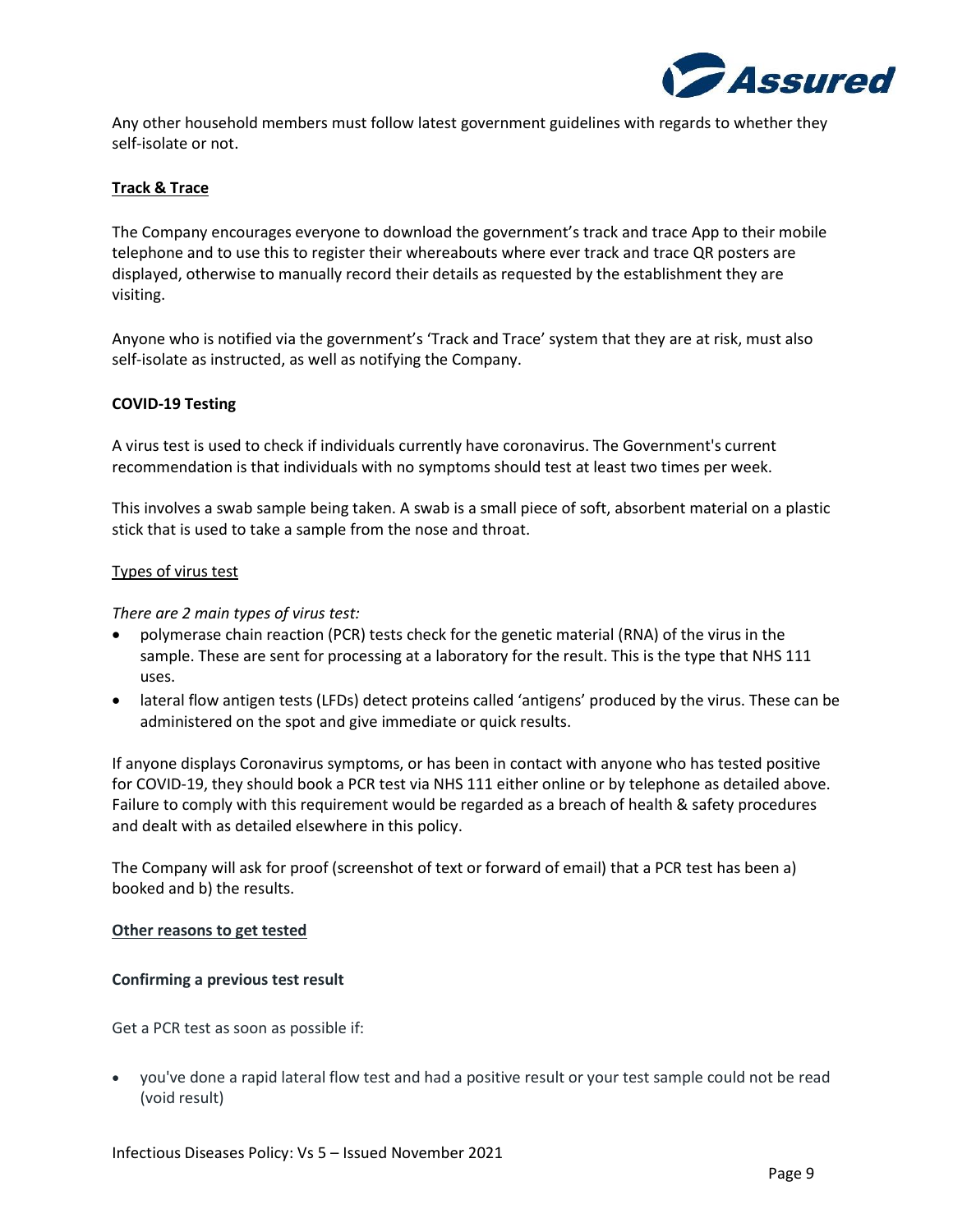Any other household members must follow latest government guidelines with regards to whether they self-isolate or not.

## Track & Trace

The Company encourages everyone to download the government's track and trace App to their mobile telephone and to use this to register their whereabouts where ever track and trace QR posters are displayed, otherwise to manually record their details as requested by the establishment they are visiting.

Anyone who is notified via the government's 'Track and Trace' system that they are at risk, must also self-isolate as instructed, as well as notifying the Company.

## COVID-19 Testing

A virus test is used to check if individuals currently have coronavirus. The Government's current recommendation is that individuals with no symptoms should test at least two times per week.

This involves a swab sample being taken. A swab is a small piece of soft, absorbent material on a plastic stick that is used to take a sample from the nose and throat.

### Types of virus test

*There are 2 main types of virus test:*

- polymerase chain reaction (PCR) tests check for the genetic material (RNA) of the virus in the sample. These are sent for processing at a laboratory for the result. This is the type that NHS 111 uses.
- lateral flow antigen tests (LFDs) detect proteins called 'antigens' produced by the virus. These can be administered on the spot and give immediate or quick results.

If anyone displays Coronavirus symptoms, or has been in contact with anyone who has tested positive for COVID-19, they should book a PCR test via NHS 111 either online or by telephone as detailed above. Failure to comply with this requirement would be regarded as a breach of health & safety procedures and dealt with as detailed elsewhere in this policy.

The Company will ask for proof (screenshot of text or forward of email) that a PCR test has been a) booked and b) the results.

### Other reasons to get tested

#### Confirming a previous test result

Get a PCR test as soon as possible if:

- you've done a rapid lateral flow test and had a positive result or your test sample could not be read (void result)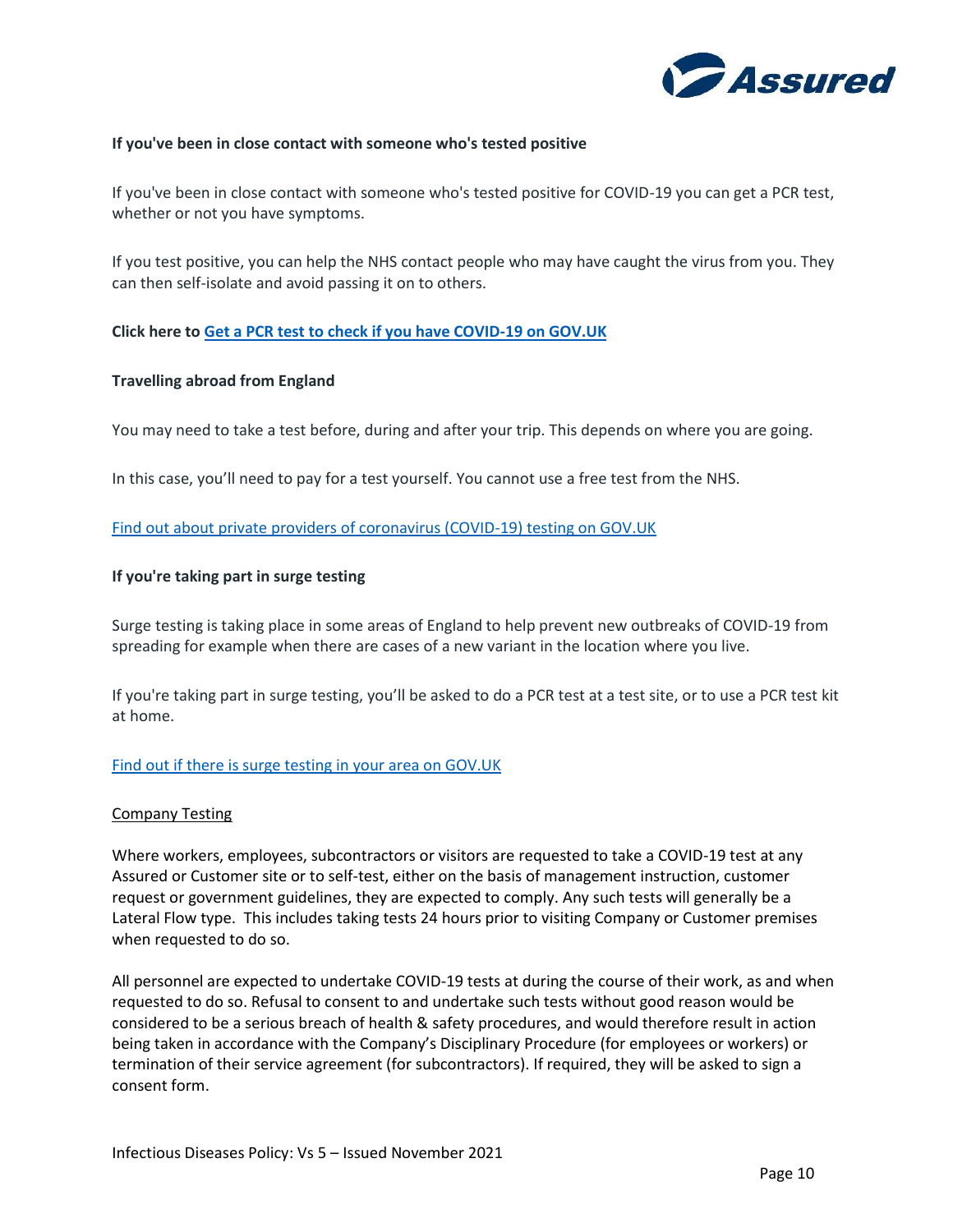**If you've been in close contact with someone who's tested positive**

If you've been in close contact with someone who's tested positive for COVID-19 you can get a PCR test, whether or not you have symptoms.

If you test positive, you can help the NHS contact people who may have caught the virus from you. They can then self-isolate and avoid passing it on to others.

**Click here to [Get a PCR test to check if you have COVID-19 on GOV.UK]()**

**Travelling abroad from England**

You may need to take a test before, during and after your trip. This depends on where you are going.

In this case, you'll need to pay for a test yourself. You cannot use a free test from the NHS.

[Find out about private providers of coronavirus (COVID-19) testing on GOV.UK]()

**If you're taking part in surge testing**

Surge testing is taking place in some areas of England to help prevent new outbreaks of COVID-19 from spreading for example when there are cases of a new variant in the location where you live.

If you're taking part in surge testing, you'll be asked to do a PCR test at a test site, or to use a PCR test kit at home.

[Find out if there is surge testing in your area on GOV.UK]()

Company Testing

Where workers, employees, subcontractors or visitors are requested to take a COVID-19 test at any Assured or Customer site or to self-test, either on the basis of management instruction, customer request or government guidelines, they are expected to comply. Any such tests will generally be a Lateral Flow type. This includes taking tests 24 hours prior to visiting Company or Customer premises when requested to do so.

All personnel are expected to undertake COVID-19 tests at during the course of their work, as and when requested to do so. Refusal to consent to and undertake such tests without good reason would be considered to be a serious breach of health & safety procedures, and would therefore result in action being taken in accordance with the Company's Disciplinary Procedure (for employees or workers) or termination of their service agreement (for subcontractors). If required, they will be asked to sign a consent form.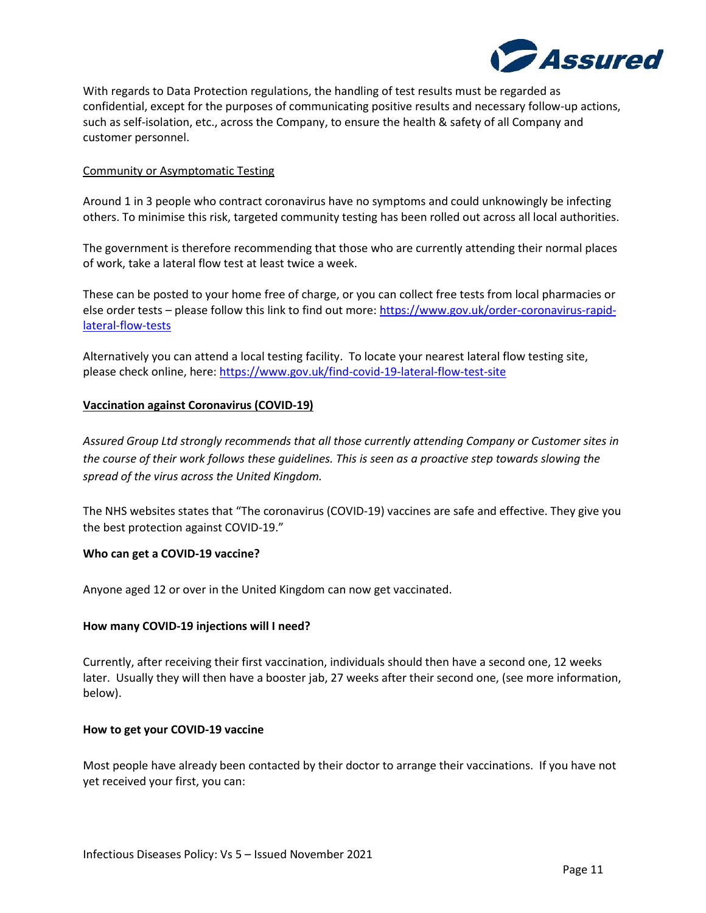With regards to Data Protection regulations, the handling of test results must be regarded as confidential, except for the purposes of communicating positive results and necessary follow-up actions, such as self-isolation, etc., across the Company, to ensure the health & safety of all Company and customer personnel.

<u>Community or Asymptomatic Testing</u>

Around 1 in 3 people who contract coronavirus have no symptoms and could unknowingly be infecting others. To minimise this risk, targeted community testing has been rolled out across all local authorities.

The government is therefore recommending that those who are currently attending their normal places of work, take a lateral flow test at least twice a week.

These can be posted to your home free of charge, or you can collect free tests from local pharmacies or else order tests – please follow this link to find out more: [https://www.gov.uk/order-coronavirus-rapid-lateral-flow-tests](https://www.gov.uk/order-coronavirus-rapid-lateral-flow-tests)

Alternatively you can attend a local testing facility. To locate your nearest lateral flow testing site, please check online, here: [https://www.gov.uk/find-covid-19-lateral-flow-test-site](https://www.gov.uk/find-covid-19-lateral-flow-test-site)

## Vaccination against Coronavirus (COVID-19)

*Assured Group Ltd strongly recommends that all those currently attending Company or Customer sites in the course of their work follows these guidelines. This is seen as a proactive step towards slowing the spread of the virus across the United Kingdom.*

The NHS websites states that "The coronavirus (COVID-19) vaccines are safe and effective. They give you the best protection against COVID-19."

**Who can get a COVID-19 vaccine?**

Anyone aged 12 or over in the United Kingdom can now get vaccinated.

**How many COVID-19 injections will I need?**

Currently, after receiving their first vaccination, individuals should then have a second one, 12 weeks later. Usually they will then have a booster jab, 27 weeks after their second one, (see more information, below).

**How to get your COVID-19 vaccine**

Most people have already been contacted by their doctor to arrange their vaccinations. If you have not yet received your first, you can: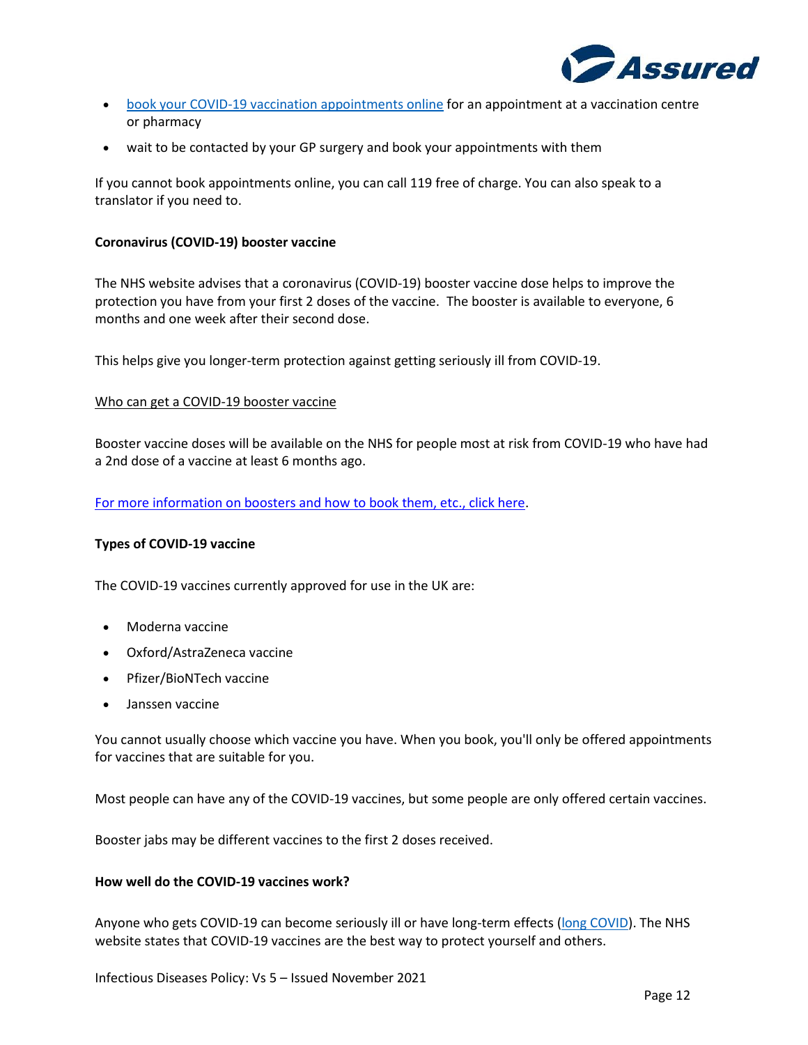- book your COVID-19 vaccination appointments online for an appointment at a vaccination centre or pharmacy
- wait to be contacted by your GP surgery and book your appointments with them

If you cannot book appointments online, you can call 119 free of charge. You can also speak to a translator if you need to.

**Coronavirus (COVID-19) booster vaccine**

The NHS website advises that a coronavirus (COVID-19) booster vaccine dose helps to improve the protection you have from your first 2 doses of the vaccine. The booster is available to everyone, 6 months and one week after their second dose.

This helps give you longer-term protection against getting seriously ill from COVID-19.

Who can get a COVID-19 booster vaccine

Booster vaccine doses will be available on the NHS for people most at risk from COVID-19 who have had a 2nd dose of a vaccine at least 6 months ago.

For more information on boosters and how to book them, etc., click here.

**Types of COVID-19 vaccine**

The COVID-19 vaccines currently approved for use in the UK are:

- Moderna vaccine
- Oxford/AstraZeneca vaccine
- Pfizer/BioNTech vaccine
- Janssen vaccine

You cannot usually choose which vaccine you have. When you book, you'll only be offered appointments for vaccines that are suitable for you.

Most people can have any of the COVID-19 vaccines, but some people are only offered certain vaccines.

Booster jabs may be different vaccines to the first 2 doses received.

**How well do the COVID-19 vaccines work?**

Anyone who gets COVID-19 can become seriously ill or have long-term effects (long COVID). The NHS website states that COVID-19 vaccines are the best way to protect yourself and others.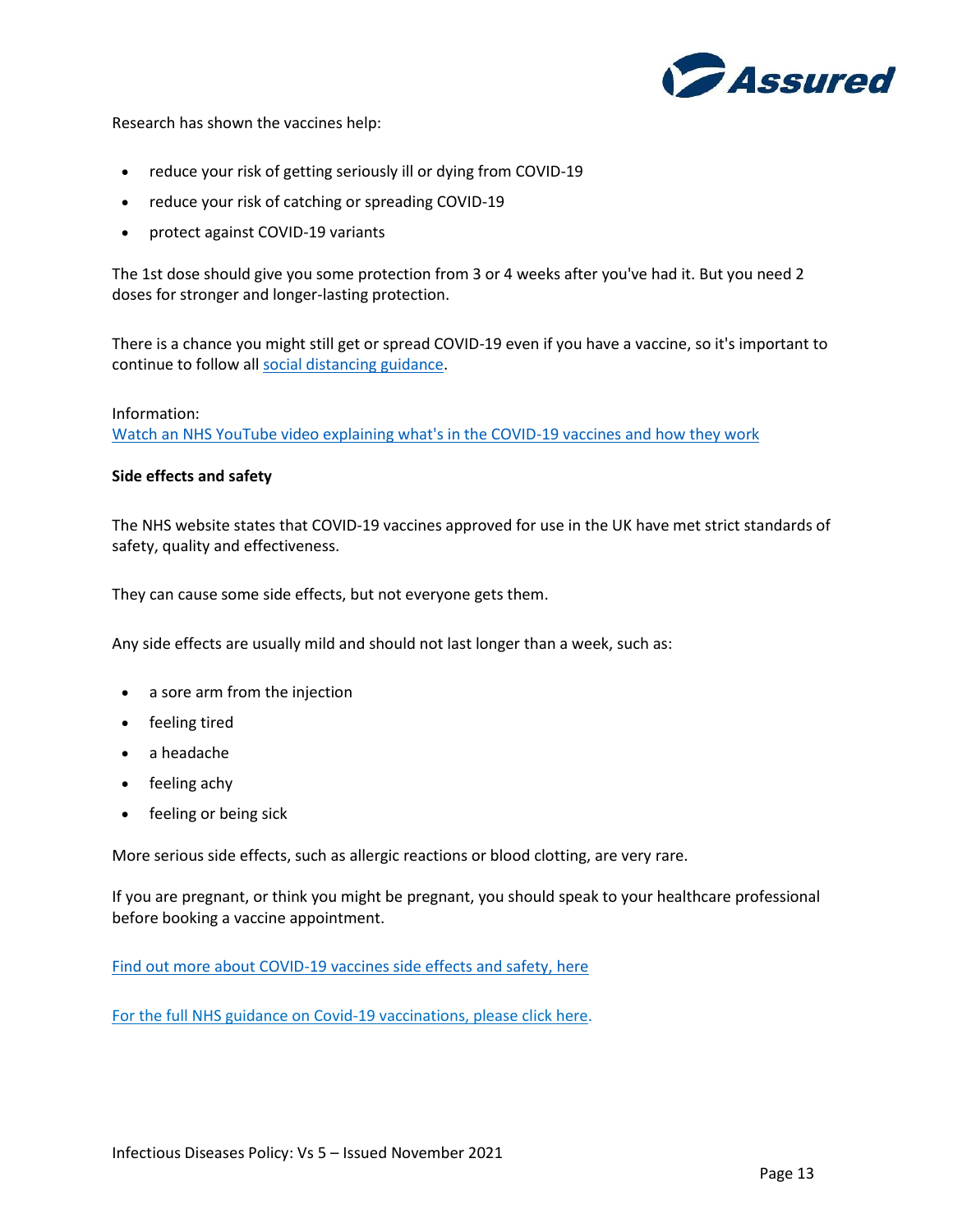Research has shown the vaccines help:

- reduce your risk of getting seriously ill or dying from COVID-19
- reduce your risk of catching or spreading COVID-19
- protect against COVID-19 variants

The 1st dose should give you some protection from 3 or 4 weeks after you've had it. But you need 2 doses for stronger and longer-lasting protection.

There is a chance you might still get or spread COVID-19 even if you have a vaccine, so it's important to continue to follow all social distancing guidance.

Information:
Watch an NHS YouTube video explaining what's in the COVID-19 vaccines and how they work

**Side effects and safety**

The NHS website states that COVID-19 vaccines approved for use in the UK have met strict standards of safety, quality and effectiveness.

They can cause some side effects, but not everyone gets them.

Any side effects are usually mild and should not last longer than a week, such as:

- a sore arm from the injection
- feeling tired
- a headache
- feeling achy
- feeling or being sick

More serious side effects, such as allergic reactions or blood clotting, are very rare.

If you are pregnant, or think you might be pregnant, you should speak to your healthcare professional before booking a vaccine appointment.

Find out more about COVID-19 vaccines side effects and safety, here

For the full NHS guidance on Covid-19 vaccinations, please click here.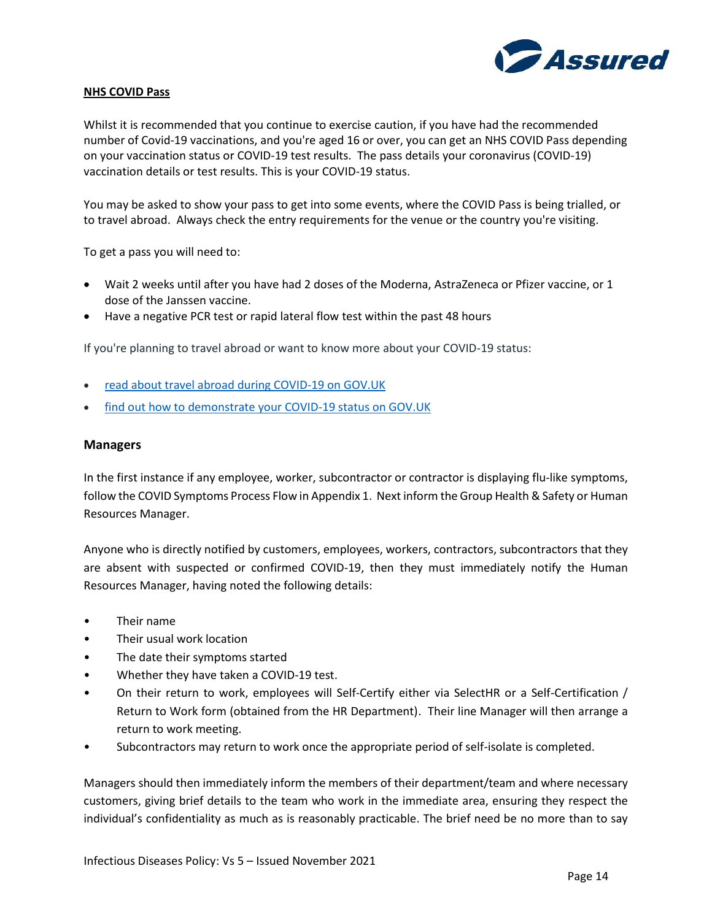## NHS COVID Pass

Whilst it is recommended that you continue to exercise caution, if you have had the recommended number of Covid-19 vaccinations, and you're aged 16 or over, you can get an NHS COVID Pass depending on your vaccination status or COVID-19 test results. The pass details your coronavirus (COVID-19) vaccination details or test results. This is your COVID-19 status.

You may be asked to show your pass to get into some events, where the COVID Pass is being trialled, or to travel abroad. Always check the entry requirements for the venue or the country you're visiting.

To get a pass you will need to:

- Wait 2 weeks until after you have had 2 doses of the Moderna, AstraZeneca or Pfizer vaccine, or 1 dose of the Janssen vaccine.
- Have a negative PCR test or rapid lateral flow test within the past 48 hours

If you're planning to travel abroad or want to know more about your COVID-19 status:

- read about travel abroad during COVID-19 on GOV.UK
- find out how to demonstrate your COVID-19 status on GOV.UK

## Managers

In the first instance if any employee, worker, subcontractor or contractor is displaying flu-like symptoms, follow the COVID Symptoms Process Flow in Appendix 1. Next inform the Group Health & Safety or Human Resources Manager.

Anyone who is directly notified by customers, employees, workers, contractors, subcontractors that they are absent with suspected or confirmed COVID-19, then they must immediately notify the Human Resources Manager, having noted the following details:

- Their name
- Their usual work location
- The date their symptoms started
- Whether they have taken a COVID-19 test.
- On their return to work, employees will Self-Certify either via SelectHR or a Self-Certification / Return to Work form (obtained from the HR Department). Their line Manager will then arrange a return to work meeting.
- Subcontractors may return to work once the appropriate period of self-isolate is completed.

Managers should then immediately inform the members of their department/team and where necessary customers, giving brief details to the team who work in the immediate area, ensuring they respect the individual's confidentiality as much as is reasonably practicable. The brief need be no more than to say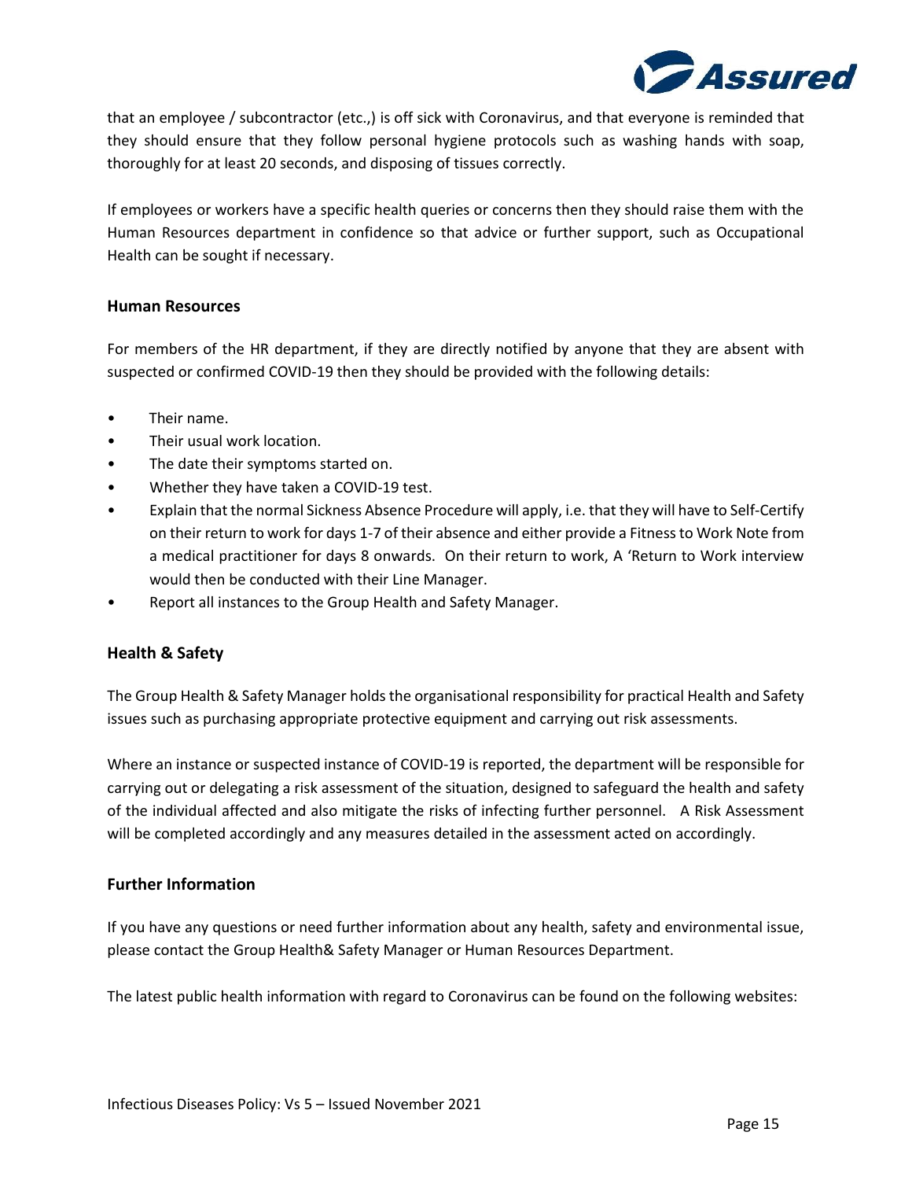that an employee / subcontractor (etc.,) is off sick with Coronavirus, and that everyone is reminded that they should ensure that they follow personal hygiene protocols such as washing hands with soap, thoroughly for at least 20 seconds, and disposing of tissues correctly.

If employees or workers have a specific health queries or concerns then they should raise them with the Human Resources department in confidence so that advice or further support, such as Occupational Health can be sought if necessary.

### Human Resources

For members of the HR department, if they are directly notified by anyone that they are absent with suspected or confirmed COVID-19 then they should be provided with the following details:

- Their name.
- Their usual work location.
- The date their symptoms started on.
- Whether they have taken a COVID-19 test.
- Explain that the normal Sickness Absence Procedure will apply, i.e. that they will have to Self-Certify on their return to work for days 1-7 of their absence and either provide a Fitness to Work Note from a medical practitioner for days 8 onwards. On their return to work, A 'Return to Work interview would then be conducted with their Line Manager.
- Report all instances to the Group Health and Safety Manager.

### Health & Safety

The Group Health & Safety Manager holds the organisational responsibility for practical Health and Safety issues such as purchasing appropriate protective equipment and carrying out risk assessments.

Where an instance or suspected instance of COVID-19 is reported, the department will be responsible for carrying out or delegating a risk assessment of the situation, designed to safeguard the health and safety of the individual affected and also mitigate the risks of infecting further personnel. A Risk Assessment will be completed accordingly and any measures detailed in the assessment acted on accordingly.

### Further Information

If you have any questions or need further information about any health, safety and environmental issue, please contact the Group Health& Safety Manager or Human Resources Department.

The latest public health information with regard to Coronavirus can be found on the following websites: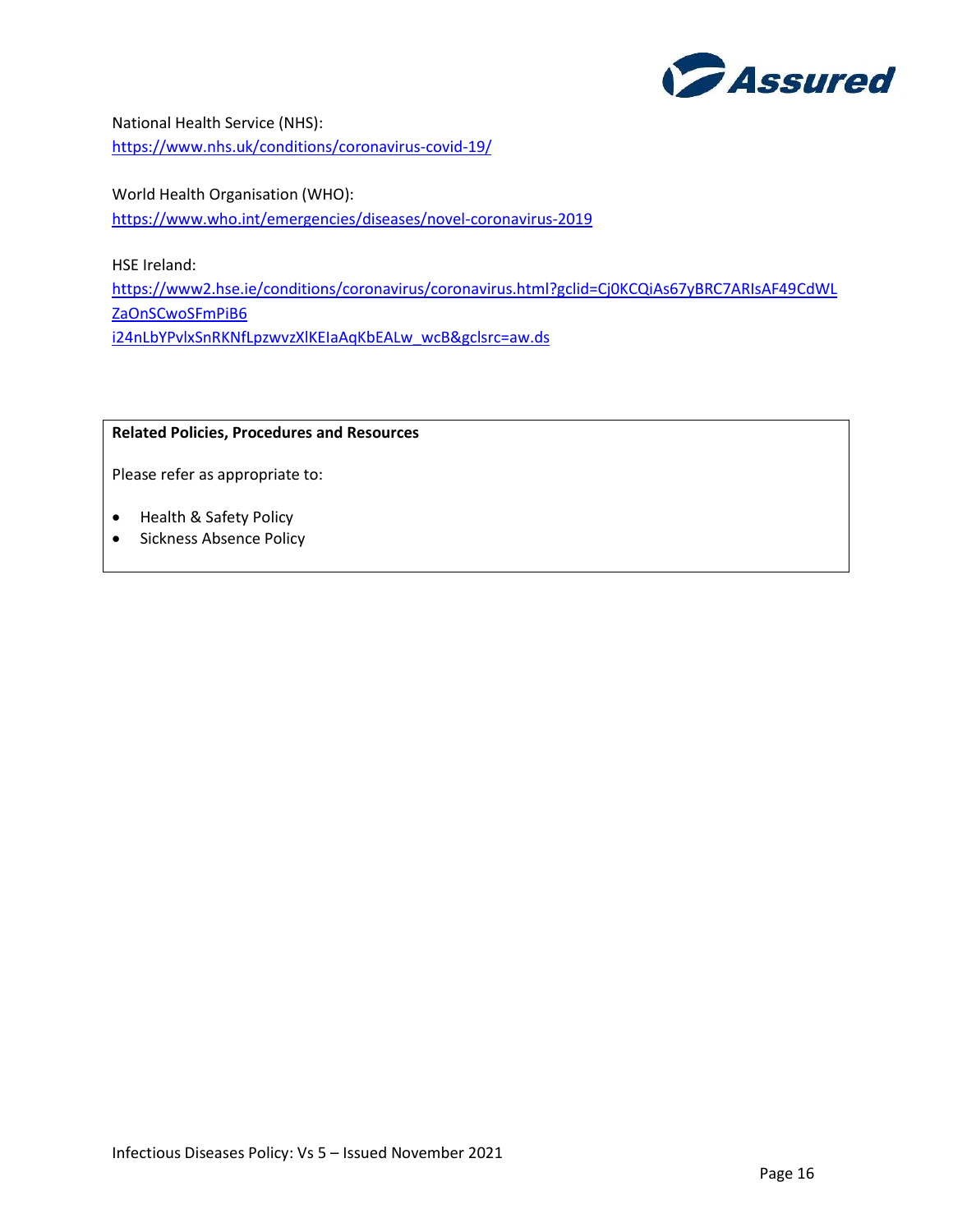National Health Service (NHS):
https://www.nhs.uk/conditions/coronavirus-covid-19/

World Health Organisation (WHO):
https://www.who.int/emergencies/diseases/novel-coronavirus-2019

HSE Ireland:
https://www2.hse.ie/conditions/coronavirus/coronavirus.html?gclid=Cj0KCQiAs67yBRC7ARIsAF49CdWLZaOnSCwoSFmPiB6i24nLbYPvlxSnRKNfLpzwvzXlKEIaAqKbEALw_wcB&gclsrc=aw.ds

| **Related Policies, Procedures and Resources** |
| --- |
| Please refer as appropriate to:<br><br>• Health & Safety Policy<br>• Sickness Absence Policy |

Infectious Diseases Policy: Vs 5 – Issued November 2021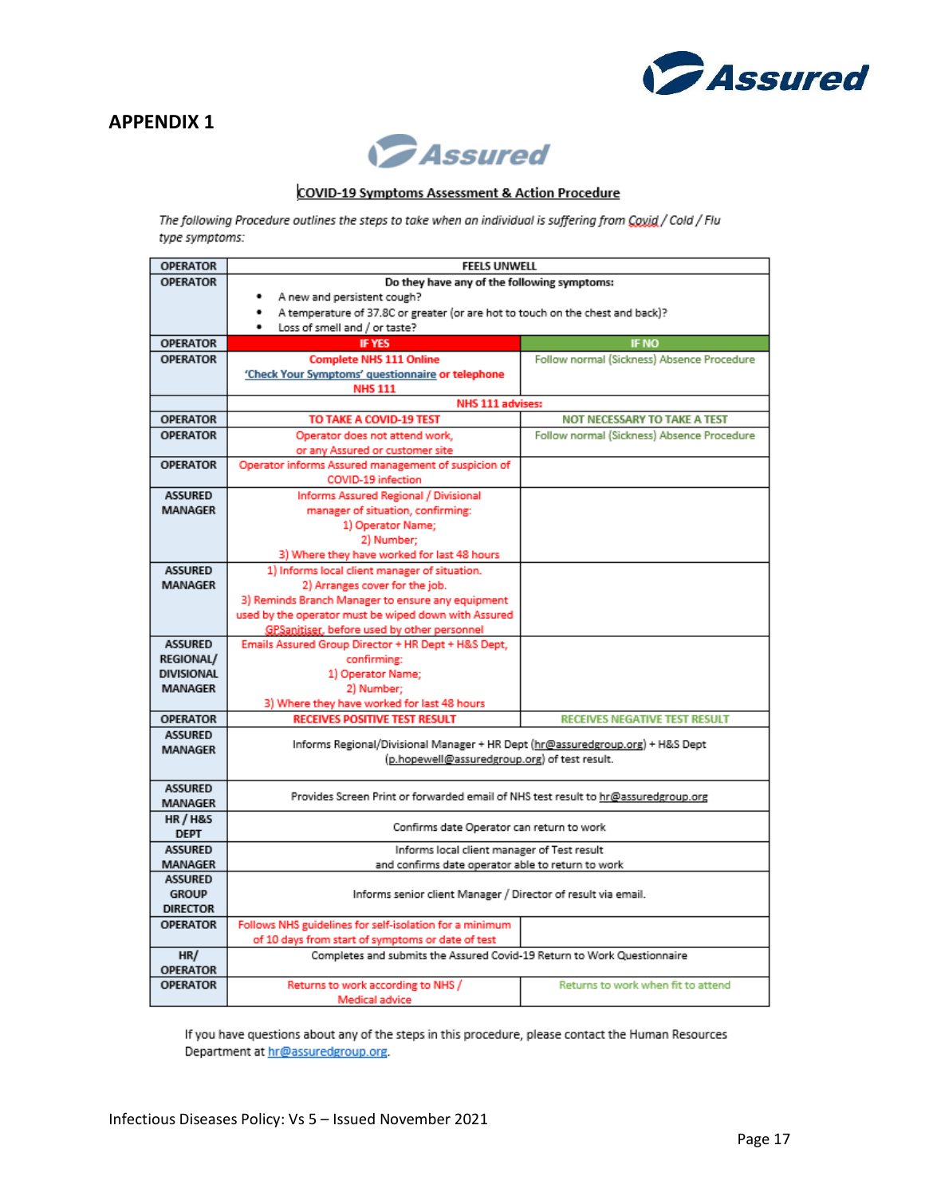## APPENDIX 1

**COVID-19 Symptoms Assessment & Action Procedure**

*The following Procedure outlines the steps to take when an individual is suffering from Covid / Cold / Flu type symptoms:*

| | | |
|---|---|---|
| **OPERATOR** | **FEELS UNWELL** | |
| **OPERATOR** | **Do they have any of the following symptoms:**<br>• A new and persistent cough?<br>• A temperature of 37.8C or greater (or are hot to touch on the chest and back)?<br>• Loss of smell and / or taste? | |
| **OPERATOR** | **IF YES** | **IF NO** |
| **OPERATOR** | **Complete NHS 111 Online 'Check Your Symptoms' questionnaire or telephone NHS 111** | Follow normal (Sickness) Absence Procedure |
| | **NHS 111 advises:** | |
| **OPERATOR** | **TO TAKE A COVID-19 TEST** | **NOT NECESSARY TO TAKE A TEST** |
| **OPERATOR** | Operator does not attend work, or any Assured or customer site | Follow normal (Sickness) Absence Procedure |
| **OPERATOR** | Operator informs Assured management of suspicion of COVID-19 infection | |
| **ASSURED MANAGER** | Informs Assured Regional / Divisional manager of situation, confirming:<br>1) Operator Name;<br>2) Number;<br>3) Where they have worked for last 48 hours | |
| **ASSURED MANAGER** | 1) Informs local client manager of situation.<br>2) Arranges cover for the job.<br>3) Reminds Branch Manager to ensure any equipment used by the operator must be wiped down with Assured GPSanitiser, before used by other personnel | |
| **ASSURED REGIONAL/ DIVISIONAL MANAGER** | Emails Assured Group Director + HR Dept + H&S Dept, confirming:<br>1) Operator Name;<br>2) Number;<br>3) Where they have worked for last 48 hours | |
| **OPERATOR** | **RECEIVES POSITIVE TEST RESULT** | **RECEIVES NEGATIVE TEST RESULT** |
| **ASSURED MANAGER** | Informs Regional/Divisional Manager + HR Dept (hr@assuredgroup.org) + H&S Dept (p.hopewell@assuredgroup.org) of test result. | |
| **ASSURED MANAGER** | Provides Screen Print or forwarded email of NHS test result to hr@assuredgroup.org | |
| **HR / H&S DEPT** | Confirms date Operator can return to work | |
| **ASSURED MANAGER** | Informs local client manager of Test result and confirms date operator able to return to work | |
| **ASSURED GROUP DIRECTOR** | Informs senior client Manager / Director of result via email. | |
| **OPERATOR** | Follows NHS guidelines for self-isolation for a minimum of 10 days from start of symptoms or date of test | |
| **HR/ OPERATOR** | Completes and submits the Assured Covid-19 Return to Work Questionnaire | |
| **OPERATOR** | Returns to work according to NHS / Medical advice | Returns to work when fit to attend |

If you have questions about any of the steps in this procedure, please contact the Human Resources Department at hr@assuredgroup.org.

Infectious Diseases Policy: Vs 5 – Issued November 2021